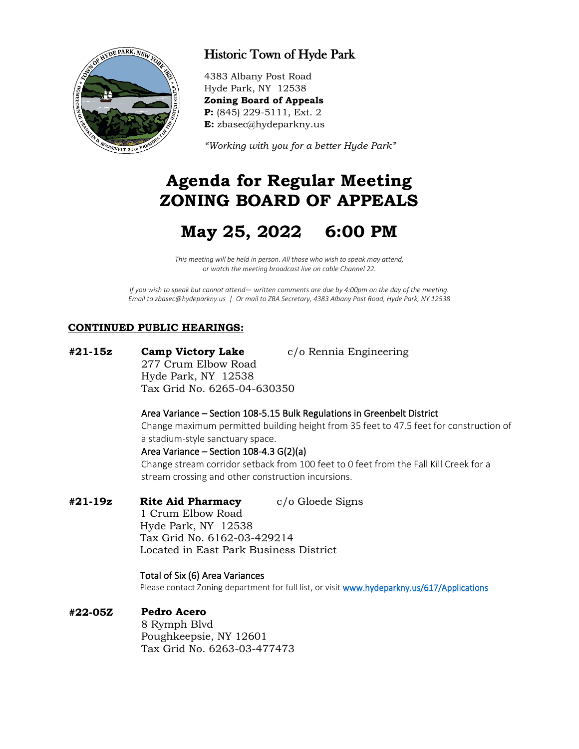# Historic Town of Hyde Park

4383 Albany Post Road
Hyde Park, NY 12538
**Zoning Board of Appeals**
**P:** (845) 229-5111, Ext. 2
**E:** zbasec@hydeparkny.us

*"Working with you for a better Hyde Park"*

# Agenda for Regular Meeting ZONING BOARD OF APPEALS

# May 25, 2022 6:00 PM

*This meeting will be held in person. All those who wish to speak may attend, or watch the meeting broadcast live on cable Channel 22.*

*If you wish to speak but cannot attend— written comments are due by 4:00pm on the day of the meeting. Email to zbasec@hydeparkny.us | Or mail to ZBA Secretary, 4383 Albany Post Road, Hyde Park, NY 12538*

## CONTINUED PUBLIC HEARINGS:

**#21-15z** **Camp Victory Lake** c/o Rennia Engineering
277 Crum Elbow Road
Hyde Park, NY 12538
Tax Grid No. 6265-04-630350

Area Variance – Section 108-5.15 Bulk Regulations in Greenbelt District
Change maximum permitted building height from 35 feet to 47.5 feet for construction of a stadium-style sanctuary space.
Area Variance – Section 108-4.3 G(2)(a)
Change stream corridor setback from 100 feet to 0 feet from the Fall Kill Creek for a stream crossing and other construction incursions.

**#21-19z** **Rite Aid Pharmacy** c/o Gloede Signs
1 Crum Elbow Road
Hyde Park, NY 12538
Tax Grid No. 6162-03-429214
Located in East Park Business District

Total of Six (6) Area Variances
Please contact Zoning department for full list, or visit www.hydeparkny.us/617/Applications

**#22-05Z** **Pedro Acero**
8 Rymph Blvd
Poughkeepsie, NY 12601
Tax Grid No. 6263-03-477473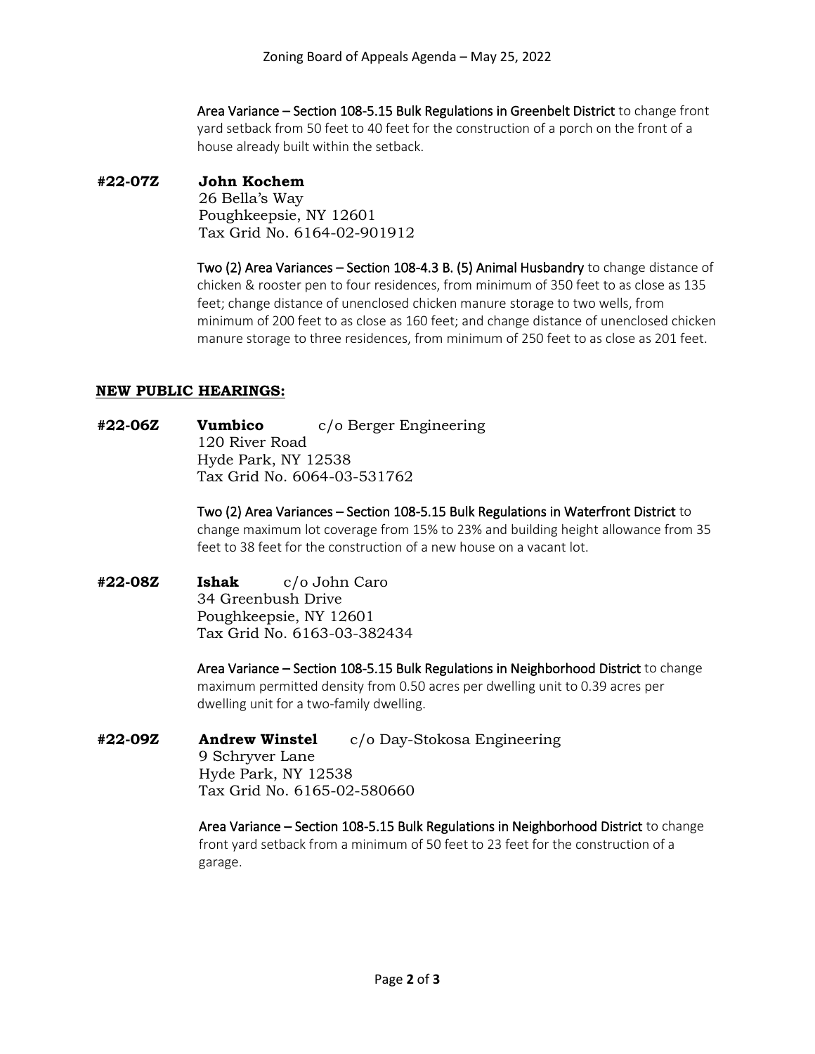Area Variance – Section 108-5.15 Bulk Regulations in Greenbelt District to change front yard setback from 50 feet to 40 feet for the construction of a porch on the front of a house already built within the setback.

**#22-07Z** **John Kochem**
26 Bella's Way
Poughkeepsie, NY 12601
Tax Grid No. 6164-02-901912

Two (2) Area Variances – Section 108-4.3 B. (5) Animal Husbandry to change distance of chicken & rooster pen to four residences, from minimum of 350 feet to as close as 135 feet; change distance of unenclosed chicken manure storage to two wells, from minimum of 200 feet to as close as 160 feet; and change distance of unenclosed chicken manure storage to three residences, from minimum of 250 feet to as close as 201 feet.

## NEW PUBLIC HEARINGS:

**#22-06Z** **Vumbico** c/o Berger Engineering
120 River Road
Hyde Park, NY 12538
Tax Grid No. 6064-03-531762

Two (2) Area Variances – Section 108-5.15 Bulk Regulations in Waterfront District to change maximum lot coverage from 15% to 23% and building height allowance from 35 feet to 38 feet for the construction of a new house on a vacant lot.

**#22-08Z** **Ishak** c/o John Caro
34 Greenbush Drive
Poughkeepsie, NY 12601
Tax Grid No. 6163-03-382434

Area Variance – Section 108-5.15 Bulk Regulations in Neighborhood District to change maximum permitted density from 0.50 acres per dwelling unit to 0.39 acres per dwelling unit for a two-family dwelling.

**#22-09Z** **Andrew Winstel** c/o Day-Stokosa Engineering
9 Schryver Lane
Hyde Park, NY 12538
Tax Grid No. 6165-02-580660

Area Variance – Section 108-5.15 Bulk Regulations in Neighborhood District to change front yard setback from a minimum of 50 feet to 23 feet for the construction of a garage.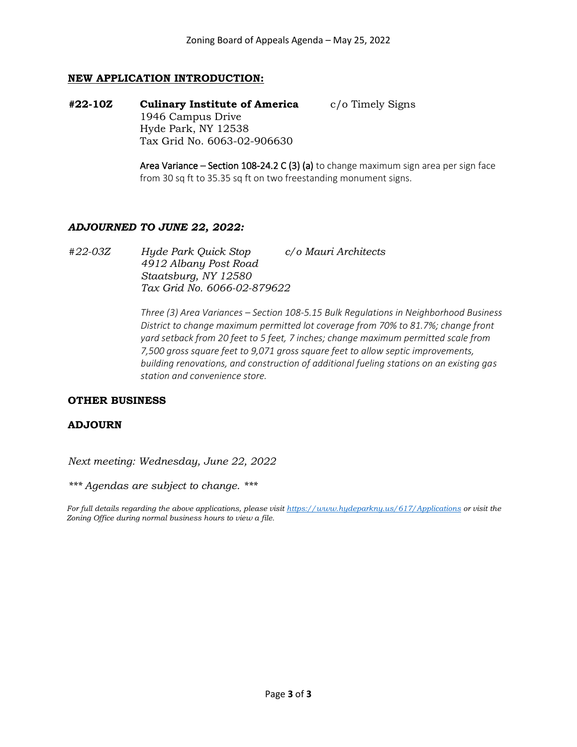## **NEW APPLICATION INTRODUCTION:**

**#22-10Z** **Culinary Institute of America** c/o Timely Signs
1946 Campus Drive
Hyde Park, NY 12538
Tax Grid No. 6063-02-906630

Area Variance – Section 108-24.2 C (3) (a) to change maximum sign area per sign face from 30 sq ft to 35.35 sq ft on two freestanding monument signs.

## ***ADJOURNED TO JUNE 22, 2022:***

*#22-03Z* *Hyde Park Quick Stop* *c/o Mauri Architects*
*4912 Albany Post Road*
*Staatsburg, NY 12580*
*Tax Grid No. 6066-02-879622*

*Three (3) Area Variances – Section 108-5.15 Bulk Regulations in Neighborhood Business District to change maximum permitted lot coverage from 70% to 81.7%; change front yard setback from 20 feet to 5 feet, 7 inches; change maximum permitted scale from 7,500 gross square feet to 9,071 gross square feet to allow septic improvements, building renovations, and construction of additional fueling stations on an existing gas station and convenience store.*

## **OTHER BUSINESS**

## **ADJOURN**

*Next meeting: Wednesday, June 22, 2022*

**\*\*\* Agendas are subject to change. \*\*\***

*For full details regarding the above applications, please visit https://www.hydeparkny.us/617/Applications or visit the Zoning Office during normal business hours to view a file.*